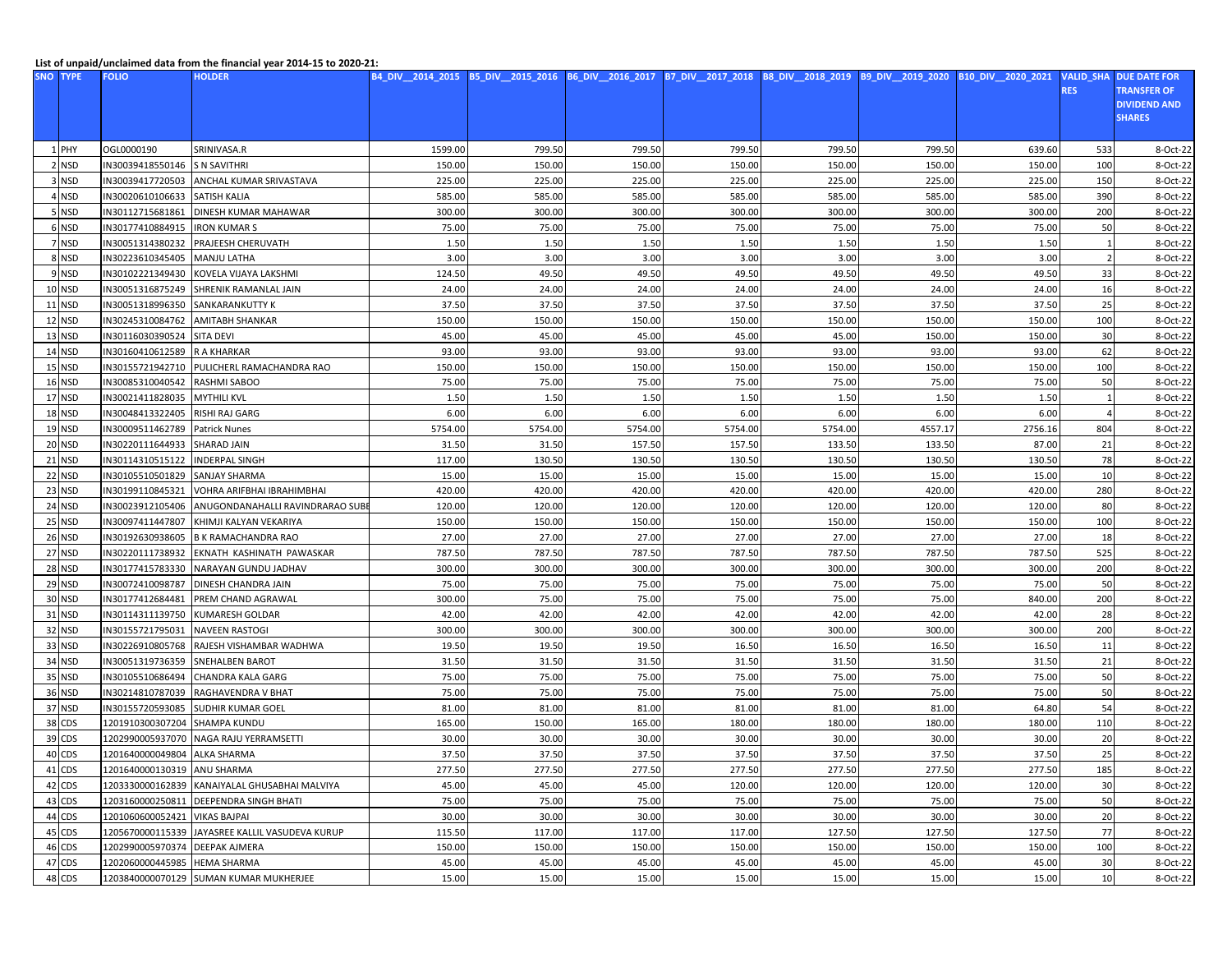**List of unpaid/unclaimed data from the financial year 2014-15 to 2020-21:**

| SNO | TYPE | FOLIO | HOLDER | B4_DIV__2014_2015 | B5_DIV__2015_2016 | B6_DIV__2016_2017 | B7_DIV__2017_2018 | B8_DIV__2018_2019 | B9_DIV__2019_2020 | B10_DIV__2020_2021 | VALID_SHARES | DUE DATE FOR TRANSFER OF DIVIDEND AND SHARES |
|---|---|---|---|---|---|---|---|---|---|---|---|---|
| 1 | PHY | OGL0000190 | SRINIVASA.R | 1599.00 | 799.50 | 799.50 | 799.50 | 799.50 | 799.50 | 639.60 | 533 | 8-Oct-22 |
| 2 | NSD | IN30039418550146 | S N SAVITHRI | 150.00 | 150.00 | 150.00 | 150.00 | 150.00 | 150.00 | 150.00 | 100 | 8-Oct-22 |
| 3 | NSD | IN30039417720503 | ANCHAL KUMAR SRIVASTAVA | 225.00 | 225.00 | 225.00 | 225.00 | 225.00 | 225.00 | 225.00 | 150 | 8-Oct-22 |
| 4 | NSD | IN30020610106633 | SATISH KALIA | 585.00 | 585.00 | 585.00 | 585.00 | 585.00 | 585.00 | 585.00 | 390 | 8-Oct-22 |
| 5 | NSD | IN30112715681861 | DINESH KUMAR MAHAWAR | 300.00 | 300.00 | 300.00 | 300.00 | 300.00 | 300.00 | 300.00 | 200 | 8-Oct-22 |
| 6 | NSD | IN30177410884915 | IRON KUMAR S | 75.00 | 75.00 | 75.00 | 75.00 | 75.00 | 75.00 | 75.00 | 50 | 8-Oct-22 |
| 7 | NSD | IN30051314380232 | PRAJEESH CHERUVATH | 1.50 | 1.50 | 1.50 | 1.50 | 1.50 | 1.50 | 1.50 | 1 | 8-Oct-22 |
| 8 | NSD | IN30223610345405 | MANJU LATHA | 3.00 | 3.00 | 3.00 | 3.00 | 3.00 | 3.00 | 3.00 | 2 | 8-Oct-22 |
| 9 | NSD | IN30102221349430 | KOVELA VIJAYA LAKSHMI | 124.50 | 49.50 | 49.50 | 49.50 | 49.50 | 49.50 | 49.50 | 33 | 8-Oct-22 |
| 10 | NSD | IN30051316875249 | SHRENIK RAMANLAL JAIN | 24.00 | 24.00 | 24.00 | 24.00 | 24.00 | 24.00 | 24.00 | 16 | 8-Oct-22 |
| 11 | NSD | IN30051318996350 | SANKARANKUTTY K | 37.50 | 37.50 | 37.50 | 37.50 | 37.50 | 37.50 | 37.50 | 25 | 8-Oct-22 |
| 12 | NSD | IN30245310084762 | AMITABH SHANKAR | 150.00 | 150.00 | 150.00 | 150.00 | 150.00 | 150.00 | 150.00 | 100 | 8-Oct-22 |
| 13 | NSD | IN30116030390524 | SITA DEVI | 45.00 | 45.00 | 45.00 | 45.00 | 45.00 | 150.00 | 150.00 | 30 | 8-Oct-22 |
| 14 | NSD | IN30160410612589 | R A KHARKAR | 93.00 | 93.00 | 93.00 | 93.00 | 93.00 | 93.00 | 93.00 | 62 | 8-Oct-22 |
| 15 | NSD | IN30155721942710 | PULICHERL RAMACHANDRA RAO | 150.00 | 150.00 | 150.00 | 150.00 | 150.00 | 150.00 | 150.00 | 100 | 8-Oct-22 |
| 16 | NSD | IN30085310040542 | RASHMI SABOO | 75.00 | 75.00 | 75.00 | 75.00 | 75.00 | 75.00 | 75.00 | 50 | 8-Oct-22 |
| 17 | NSD | IN30021411828035 | MYTHILI KVL | 1.50 | 1.50 | 1.50 | 1.50 | 1.50 | 1.50 | 1.50 | 1 | 8-Oct-22 |
| 18 | NSD | IN30048413322405 | RISHI RAJ GARG | 6.00 | 6.00 | 6.00 | 6.00 | 6.00 | 6.00 | 6.00 | 4 | 8-Oct-22 |
| 19 | NSD | IN30009511462789 | Patrick Nunes | 5754.00 | 5754.00 | 5754.00 | 5754.00 | 5754.00 | 4557.17 | 2756.16 | 804 | 8-Oct-22 |
| 20 | NSD | IN30220111644933 | SHARAD JAIN | 31.50 | 31.50 | 157.50 | 157.50 | 133.50 | 133.50 | 87.00 | 21 | 8-Oct-22 |
| 21 | NSD | IN30114310515122 | INDERPAL SINGH | 117.00 | 130.50 | 130.50 | 130.50 | 130.50 | 130.50 | 130.50 | 78 | 8-Oct-22 |
| 22 | NSD | IN30105510501829 | SANJAY SHARMA | 15.00 | 15.00 | 15.00 | 15.00 | 15.00 | 15.00 | 15.00 | 10 | 8-Oct-22 |
| 23 | NSD | IN30199110845321 | VOHRA ARIFBHAI IBRAHIMBHAI | 420.00 | 420.00 | 420.00 | 420.00 | 420.00 | 420.00 | 420.00 | 280 | 8-Oct-22 |
| 24 | NSD | IN30023912105406 | ANUGONDANAHALLI RAVINDRARAO SUBE | 120.00 | 120.00 | 120.00 | 120.00 | 120.00 | 120.00 | 120.00 | 80 | 8-Oct-22 |
| 25 | NSD | IN30097411447807 | KHIMJI KALYAN VEKARIYA | 150.00 | 150.00 | 150.00 | 150.00 | 150.00 | 150.00 | 150.00 | 100 | 8-Oct-22 |
| 26 | NSD | IN30192630938605 | B K RAMACHANDRA RAO | 27.00 | 27.00 | 27.00 | 27.00 | 27.00 | 27.00 | 27.00 | 18 | 8-Oct-22 |
| 27 | NSD | IN30220111738932 | EKNATH KASHINATH PAWASKAR | 787.50 | 787.50 | 787.50 | 787.50 | 787.50 | 787.50 | 787.50 | 525 | 8-Oct-22 |
| 28 | NSD | IN30177415783330 | NARAYAN GUNDU JADHAV | 300.00 | 300.00 | 300.00 | 300.00 | 300.00 | 300.00 | 300.00 | 200 | 8-Oct-22 |
| 29 | NSD | IN30072410098787 | DINESH CHANDRA JAIN | 75.00 | 75.00 | 75.00 | 75.00 | 75.00 | 75.00 | 75.00 | 50 | 8-Oct-22 |
| 30 | NSD | IN30177412684481 | PREM CHAND AGRAWAL | 300.00 | 75.00 | 75.00 | 75.00 | 75.00 | 75.00 | 840.00 | 200 | 8-Oct-22 |
| 31 | NSD | IN30114311139750 | KUMARESH GOLDAR | 42.00 | 42.00 | 42.00 | 42.00 | 42.00 | 42.00 | 42.00 | 28 | 8-Oct-22 |
| 32 | NSD | IN30155721795031 | NAVEEN RASTOGI | 300.00 | 300.00 | 300.00 | 300.00 | 300.00 | 300.00 | 300.00 | 200 | 8-Oct-22 |
| 33 | NSD | IN30226910805768 | RAJESH VISHAMBAR WADHWA | 19.50 | 19.50 | 19.50 | 16.50 | 16.50 | 16.50 | 16.50 | 11 | 8-Oct-22 |
| 34 | NSD | IN30051319736359 | SNEHALBEN BAROT | 31.50 | 31.50 | 31.50 | 31.50 | 31.50 | 31.50 | 31.50 | 21 | 8-Oct-22 |
| 35 | NSD | IN30105510686494 | CHANDRA KALA GARG | 75.00 | 75.00 | 75.00 | 75.00 | 75.00 | 75.00 | 75.00 | 50 | 8-Oct-22 |
| 36 | NSD | IN30214810787039 | RAGHAVENDRA V BHAT | 75.00 | 75.00 | 75.00 | 75.00 | 75.00 | 75.00 | 75.00 | 50 | 8-Oct-22 |
| 37 | NSD | IN30155720593085 | SUDHIR KUMAR GOEL | 81.00 | 81.00 | 81.00 | 81.00 | 81.00 | 81.00 | 64.80 | 54 | 8-Oct-22 |
| 38 | CDS | 1201910300307204 | SHAMPA KUNDU | 165.00 | 150.00 | 165.00 | 180.00 | 180.00 | 180.00 | 180.00 | 110 | 8-Oct-22 |
| 39 | CDS | 1202990005937070 | NAGA RAJU YERRAMSETTI | 30.00 | 30.00 | 30.00 | 30.00 | 30.00 | 30.00 | 30.00 | 20 | 8-Oct-22 |
| 40 | CDS | 1201640000049804 | ALKA SHARMA | 37.50 | 37.50 | 37.50 | 37.50 | 37.50 | 37.50 | 37.50 | 25 | 8-Oct-22 |
| 41 | CDS | 1201640000130319 | ANU SHARMA | 277.50 | 277.50 | 277.50 | 277.50 | 277.50 | 277.50 | 277.50 | 185 | 8-Oct-22 |
| 42 | CDS | 1203330000162839 | KANAIYALAL GHUSABHAI MALVIYA | 45.00 | 45.00 | 45.00 | 120.00 | 120.00 | 120.00 | 120.00 | 30 | 8-Oct-22 |
| 43 | CDS | 1203160000250811 | DEEPENDRA SINGH BHATI | 75.00 | 75.00 | 75.00 | 75.00 | 75.00 | 75.00 | 75.00 | 50 | 8-Oct-22 |
| 44 | CDS | 1201060600052421 | VIKAS BAJPAI | 30.00 | 30.00 | 30.00 | 30.00 | 30.00 | 30.00 | 30.00 | 20 | 8-Oct-22 |
| 45 | CDS | 1205670000115339 | JAYASREE KALLIL VASUDEVA KURUP | 115.50 | 117.00 | 117.00 | 117.00 | 127.50 | 127.50 | 127.50 | 77 | 8-Oct-22 |
| 46 | CDS | 1202990005970374 | DEEPAK AJMERA | 150.00 | 150.00 | 150.00 | 150.00 | 150.00 | 150.00 | 150.00 | 100 | 8-Oct-22 |
| 47 | CDS | 1202060000445985 | HEMA SHARMA | 45.00 | 45.00 | 45.00 | 45.00 | 45.00 | 45.00 | 45.00 | 30 | 8-Oct-22 |
| 48 | CDS | 1203840000070129 | SUMAN KUMAR MUKHERJEE | 15.00 | 15.00 | 15.00 | 15.00 | 15.00 | 15.00 | 15.00 | 10 | 8-Oct-22 |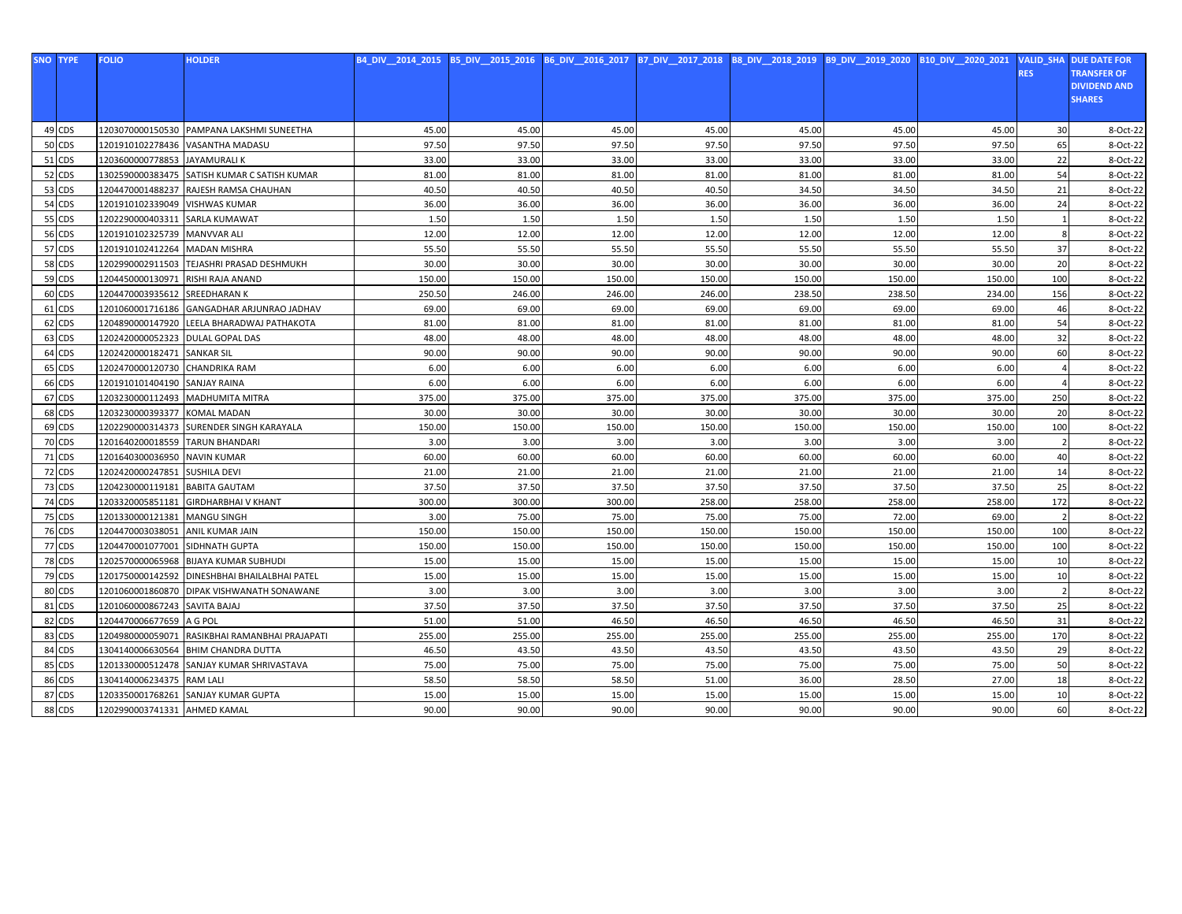| SNO | TYPE | FOLIO | HOLDER | B4_DIV__2014_2015 | B5_DIV__2015_2016 | B6_DIV__2016_2017 | B7_DIV__2017_2018 | B8_DIV__2018_2019 | B9_DIV__2019_2020 | B10_DIV__2020_2021 | VALID_SHARES | DUE DATE FOR TRANSFER OF DIVIDEND AND SHARES |
|---|---|---|---|---|---|---|---|---|---|---|---|---|
| 49 | CDS | 1203070000150530 | PAMPANA LAKSHMI SUNEETHA | 45.00 | 45.00 | 45.00 | 45.00 | 45.00 | 45.00 | 45.00 | 30 | 8-Oct-22 |
| 50 | CDS | 1201910102278436 | VASANTHA MADASU | 97.50 | 97.50 | 97.50 | 97.50 | 97.50 | 97.50 | 97.50 | 65 | 8-Oct-22 |
| 51 | CDS | 1203600000778853 | JAYAMURALI K | 33.00 | 33.00 | 33.00 | 33.00 | 33.00 | 33.00 | 33.00 | 22 | 8-Oct-22 |
| 52 | CDS | 1302590000383475 | SATISH KUMAR C SATISH KUMAR | 81.00 | 81.00 | 81.00 | 81.00 | 81.00 | 81.00 | 81.00 | 54 | 8-Oct-22 |
| 53 | CDS | 1204470001488237 | RAJESH RAMSA CHAUHAN | 40.50 | 40.50 | 40.50 | 40.50 | 34.50 | 34.50 | 34.50 | 21 | 8-Oct-22 |
| 54 | CDS | 1201910102339049 | VISHWAS KUMAR | 36.00 | 36.00 | 36.00 | 36.00 | 36.00 | 36.00 | 36.00 | 24 | 8-Oct-22 |
| 55 | CDS | 1202290000403311 | SARLA KUMAWAT | 1.50 | 1.50 | 1.50 | 1.50 | 1.50 | 1.50 | 1.50 | 1 | 8-Oct-22 |
| 56 | CDS | 1201910102325739 | MANVVAR ALI | 12.00 | 12.00 | 12.00 | 12.00 | 12.00 | 12.00 | 12.00 | 8 | 8-Oct-22 |
| 57 | CDS | 1201910102412264 | MADAN MISHRA | 55.50 | 55.50 | 55.50 | 55.50 | 55.50 | 55.50 | 55.50 | 37 | 8-Oct-22 |
| 58 | CDS | 1202990002911503 | TEJASHRI PRASAD DESHMUKH | 30.00 | 30.00 | 30.00 | 30.00 | 30.00 | 30.00 | 30.00 | 20 | 8-Oct-22 |
| 59 | CDS | 1204450000130971 | RISHI RAJA ANAND | 150.00 | 150.00 | 150.00 | 150.00 | 150.00 | 150.00 | 150.00 | 100 | 8-Oct-22 |
| 60 | CDS | 1204470003935612 | SREEDHARAN K | 250.50 | 246.00 | 246.00 | 246.00 | 238.50 | 238.50 | 234.00 | 156 | 8-Oct-22 |
| 61 | CDS | 1201060001716186 | GANGADHAR ARJUNRAO JADHAV | 69.00 | 69.00 | 69.00 | 69.00 | 69.00 | 69.00 | 69.00 | 46 | 8-Oct-22 |
| 62 | CDS | 1204890000147920 | LEELA BHARADWAJ PATHAKOTA | 81.00 | 81.00 | 81.00 | 81.00 | 81.00 | 81.00 | 81.00 | 54 | 8-Oct-22 |
| 63 | CDS | 1202420000052323 | DULAL GOPAL DAS | 48.00 | 48.00 | 48.00 | 48.00 | 48.00 | 48.00 | 48.00 | 32 | 8-Oct-22 |
| 64 | CDS | 1202420000182471 | SANKAR SIL | 90.00 | 90.00 | 90.00 | 90.00 | 90.00 | 90.00 | 90.00 | 60 | 8-Oct-22 |
| 65 | CDS | 1202470000120730 | CHANDRIKA RAM | 6.00 | 6.00 | 6.00 | 6.00 | 6.00 | 6.00 | 6.00 | 4 | 8-Oct-22 |
| 66 | CDS | 1201910101404190 | SANJAY RAINA | 6.00 | 6.00 | 6.00 | 6.00 | 6.00 | 6.00 | 6.00 | 4 | 8-Oct-22 |
| 67 | CDS | 1203230000112493 | MADHUMITA MITRA | 375.00 | 375.00 | 375.00 | 375.00 | 375.00 | 375.00 | 375.00 | 250 | 8-Oct-22 |
| 68 | CDS | 1203230000393377 | KOMAL MADAN | 30.00 | 30.00 | 30.00 | 30.00 | 30.00 | 30.00 | 30.00 | 20 | 8-Oct-22 |
| 69 | CDS | 1202290000314373 | SURENDER SINGH KARAYALA | 150.00 | 150.00 | 150.00 | 150.00 | 150.00 | 150.00 | 150.00 | 100 | 8-Oct-22 |
| 70 | CDS | 1201640200018559 | TARUN BHANDARI | 3.00 | 3.00 | 3.00 | 3.00 | 3.00 | 3.00 | 3.00 | 2 | 8-Oct-22 |
| 71 | CDS | 1201640300036950 | NAVIN KUMAR | 60.00 | 60.00 | 60.00 | 60.00 | 60.00 | 60.00 | 60.00 | 40 | 8-Oct-22 |
| 72 | CDS | 1202420000247851 | SUSHILA DEVI | 21.00 | 21.00 | 21.00 | 21.00 | 21.00 | 21.00 | 21.00 | 14 | 8-Oct-22 |
| 73 | CDS | 1204230000119181 | BABITA GAUTAM | 37.50 | 37.50 | 37.50 | 37.50 | 37.50 | 37.50 | 37.50 | 25 | 8-Oct-22 |
| 74 | CDS | 1203320005851181 | GIRDHARBHAI V KHANT | 300.00 | 300.00 | 300.00 | 258.00 | 258.00 | 258.00 | 258.00 | 172 | 8-Oct-22 |
| 75 | CDS | 1201330000121381 | MANGU SINGH | 3.00 | 75.00 | 75.00 | 75.00 | 75.00 | 72.00 | 69.00 | 2 | 8-Oct-22 |
| 76 | CDS | 1204470003038051 | ANIL KUMAR JAIN | 150.00 | 150.00 | 150.00 | 150.00 | 150.00 | 150.00 | 150.00 | 100 | 8-Oct-22 |
| 77 | CDS | 1204470001077001 | SIDHNATH GUPTA | 150.00 | 150.00 | 150.00 | 150.00 | 150.00 | 150.00 | 150.00 | 100 | 8-Oct-22 |
| 78 | CDS | 1202570000065968 | BIJAYA KUMAR SUBHUDI | 15.00 | 15.00 | 15.00 | 15.00 | 15.00 | 15.00 | 15.00 | 10 | 8-Oct-22 |
| 79 | CDS | 1201750000142592 | DINESHBHAI BHAILALBHAI PATEL | 15.00 | 15.00 | 15.00 | 15.00 | 15.00 | 15.00 | 15.00 | 10 | 8-Oct-22 |
| 80 | CDS | 1201060001860870 | DIPAK VISHWANATH SONAWANE | 3.00 | 3.00 | 3.00 | 3.00 | 3.00 | 3.00 | 3.00 | 2 | 8-Oct-22 |
| 81 | CDS | 1201060000867243 | SAVITA BAJAJ | 37.50 | 37.50 | 37.50 | 37.50 | 37.50 | 37.50 | 37.50 | 25 | 8-Oct-22 |
| 82 | CDS | 1204470006677659 | A G POL | 51.00 | 51.00 | 46.50 | 46.50 | 46.50 | 46.50 | 46.50 | 31 | 8-Oct-22 |
| 83 | CDS | 1204980000059071 | RASIKBHAI RAMANBHAI PRAJAPATI | 255.00 | 255.00 | 255.00 | 255.00 | 255.00 | 255.00 | 255.00 | 170 | 8-Oct-22 |
| 84 | CDS | 1304140006630564 | BHIM CHANDRA DUTTA | 46.50 | 43.50 | 43.50 | 43.50 | 43.50 | 43.50 | 43.50 | 29 | 8-Oct-22 |
| 85 | CDS | 1201330000512478 | SANJAY KUMAR SHRIVASTAVA | 75.00 | 75.00 | 75.00 | 75.00 | 75.00 | 75.00 | 75.00 | 50 | 8-Oct-22 |
| 86 | CDS | 1304140006234375 | RAM LALI | 58.50 | 58.50 | 58.50 | 51.00 | 36.00 | 28.50 | 27.00 | 18 | 8-Oct-22 |
| 87 | CDS | 1203350001768261 | SANJAY KUMAR GUPTA | 15.00 | 15.00 | 15.00 | 15.00 | 15.00 | 15.00 | 15.00 | 10 | 8-Oct-22 |
| 88 | CDS | 1202990003741331 | AHMED KAMAL | 90.00 | 90.00 | 90.00 | 90.00 | 90.00 | 90.00 | 90.00 | 60 | 8-Oct-22 |